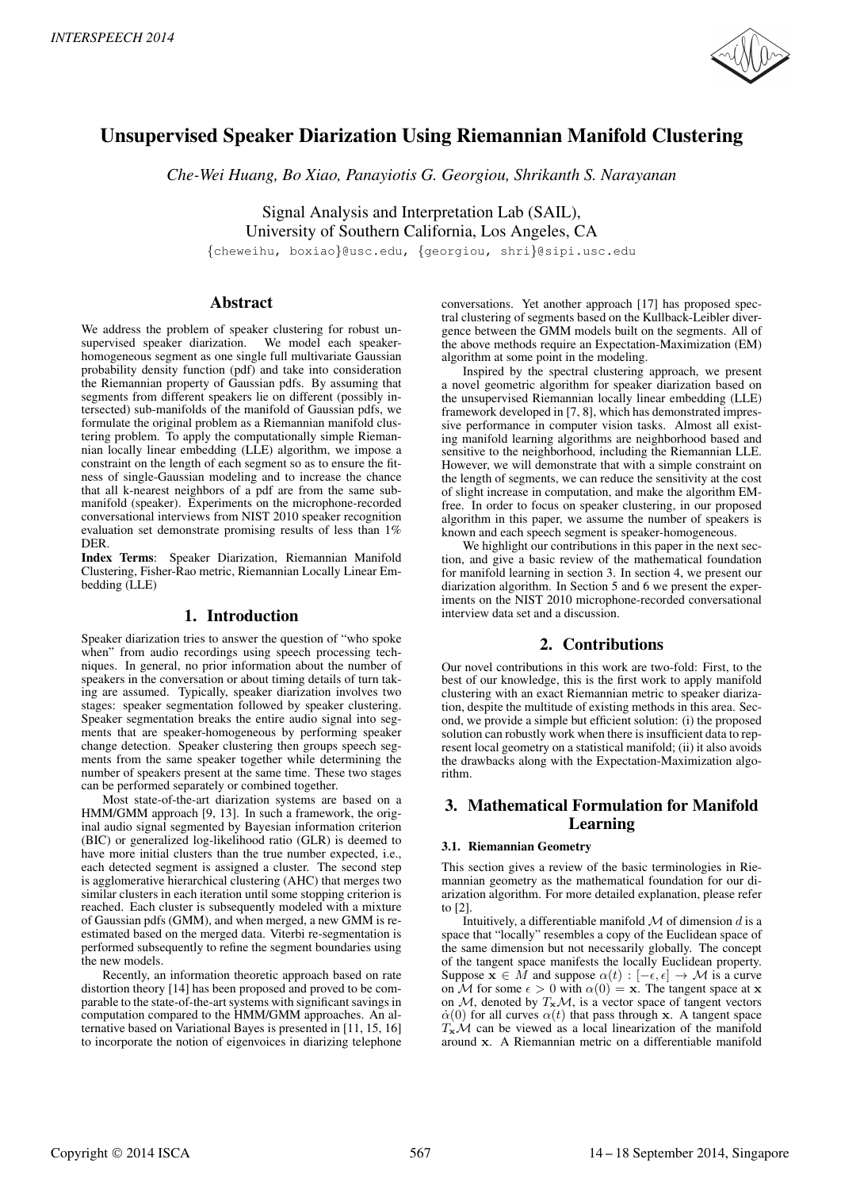# Unsupervised Speaker Diarization Using Riemannian Manifold Clustering

*Che-Wei Huang, Bo Xiao, Panayiotis G. Georgiou, Shrikanth S. Narayanan*

Signal Analysis and Interpretation Lab (SAIL),
University of Southern California, Los Angeles, CA
{cheweihu, boxiao}@usc.edu, {georgiou, shri}@sipi.usc.edu

## Abstract

We address the problem of speaker clustering for robust unsupervised speaker diarization. We model each speaker-homogeneous segment as one single full multivariate Gaussian probability density function (pdf) and take into consideration the Riemannian property of Gaussian pdfs. By assuming that segments from different speakers lie on different (possibly intersected) sub-manifolds of the manifold of Gaussian pdfs, we formulate the original problem as a Riemannian manifold clustering problem. To apply the computationally simple Riemannian locally linear embedding (LLE) algorithm, we impose a constraint on the length of each segment so as to ensure the fitness of single-Gaussian modeling and to increase the chance that all k-nearest neighbors of a pdf are from the same sub-manifold (speaker). Experiments on the microphone-recorded conversational interviews from NIST 2010 speaker recognition evaluation set demonstrate promising results of less than 1% DER.

**Index Terms**: Speaker Diarization, Riemannian Manifold Clustering, Fisher-Rao metric, Riemannian Locally Linear Embedding (LLE)

## 1. Introduction

Speaker diarization tries to answer the question of "who spoke when" from audio recordings using speech processing techniques. In general, no prior information about the number of speakers in the conversation or about timing details of turn taking are assumed. Typically, speaker diarization involves two stages: speaker segmentation followed by speaker clustering. Speaker segmentation breaks the entire audio signal into segments that are speaker-homogeneous by performing speaker change detection. Speaker clustering then groups speech segments from the same speaker together while determining the number of speakers present at the same time. These two stages can be performed separately or combined together.

Most state-of-the-art diarization systems are based on a HMM/GMM approach [9, 13]. In such a framework, the original audio signal segmented by Bayesian information criterion (BIC) or generalized log-likelihood ratio (GLR) is deemed to have more initial clusters than the true number expected, i.e., each detected segment is assigned a cluster. The second step is agglomerative hierarchical clustering (AHC) that merges two similar clusters in each iteration until some stopping criterion is reached. Each cluster is subsequently modeled with a mixture of Gaussian pdfs (GMM), and when merged, a new GMM is re-estimated based on the merged data. Viterbi re-segmentation is performed subsequently to refine the segment boundaries using the new models.

Recently, an information theoretic approach based on rate distortion theory [14] has been proposed and proved to be comparable to the state-of-the-art systems with significant savings in computation compared to the HMM/GMM approaches. An alternative based on Variational Bayes is presented in [11, 15, 16] to incorporate the notion of eigenvoices in diarizing telephone conversations. Yet another approach [17] has proposed spectral clustering of segments based on the Kullback-Leibler divergence between the GMM models built on the segments. All of the above methods require an Expectation-Maximization (EM) algorithm at one point in the modeling.

Inspired by the spectral clustering approach, we present a novel geometric algorithm for speaker diarization based on the unsupervised Riemannian locally linear embedding (LLE) framework developed in [7, 8], which has demonstrated impressive performance in computer vision tasks. Almost all existing manifold learning algorithms are neighborhood based and sensitive to the neighborhood, including the Riemannian LLE. However, we will demonstrate that with a simple constraint on the length of segments, we can reduce the sensitivity at the cost of slight increase in computation, and make the algorithm EM-free. In order to focus on speaker clustering, in our proposed algorithm in this paper, we assume the number of speakers is known and each speech segment is speaker-homogeneous.

We highlight our contributions in this paper in the next section, and give a basic review of the mathematical foundation for manifold learning in section 3. In section 4, we present our diarization algorithm. In Section 5 and 6 we present the experiments on the NIST 2010 microphone-recorded conversational interview data set and a discussion.

## 2. Contributions

Our novel contributions in this work are two-fold: First, to the best of our knowledge, this is the first work to apply manifold clustering with an exact Riemannian metric to speaker diarization, despite the multitude of existing methods in this area. Second, we provide a simple but efficient solution: (i) the proposed solution can robustly work when there is insufficient data to represent local geometry on a statistical manifold; (ii) it also avoids the drawbacks along with the Expectation-Maximization algorithm.

## 3. Mathematical Formulation for Manifold Learning

### 3.1. Riemannian Geometry

This section gives a review of the basic terminologies in Riemannian geometry as the mathematical foundation for our diarization algorithm. For more detailed explanation, please refer to [2].

Intuitively, a differentiable manifold $\mathcal{M}$ of dimension $d$ is a space that "locally" resembles a copy of the Euclidean space of the same dimension but not necessarily globally. The concept of the tangent space manifests the locally Euclidean property. Suppose $\mathbf{x} \in M$ and suppose $\alpha(t) : [-\epsilon, \epsilon] \to \mathcal{M}$ is a curve on $\mathcal{M}$ for some $\epsilon > 0$ with $\alpha(0) = \mathbf{x}$. The tangent space at $\mathbf{x}$ on $\mathcal{M}$, denoted by $T_{\mathbf{x}}\mathcal{M}$, is a vector space of tangent vectors $\dot{\alpha}(0)$ for all curves $\alpha(t)$ that pass through $\mathbf{x}$. A tangent space $T_{\mathbf{x}}\mathcal{M}$ can be viewed as a local linearization of the manifold around $\mathbf{x}$. A Riemannian metric on a differentiable manifold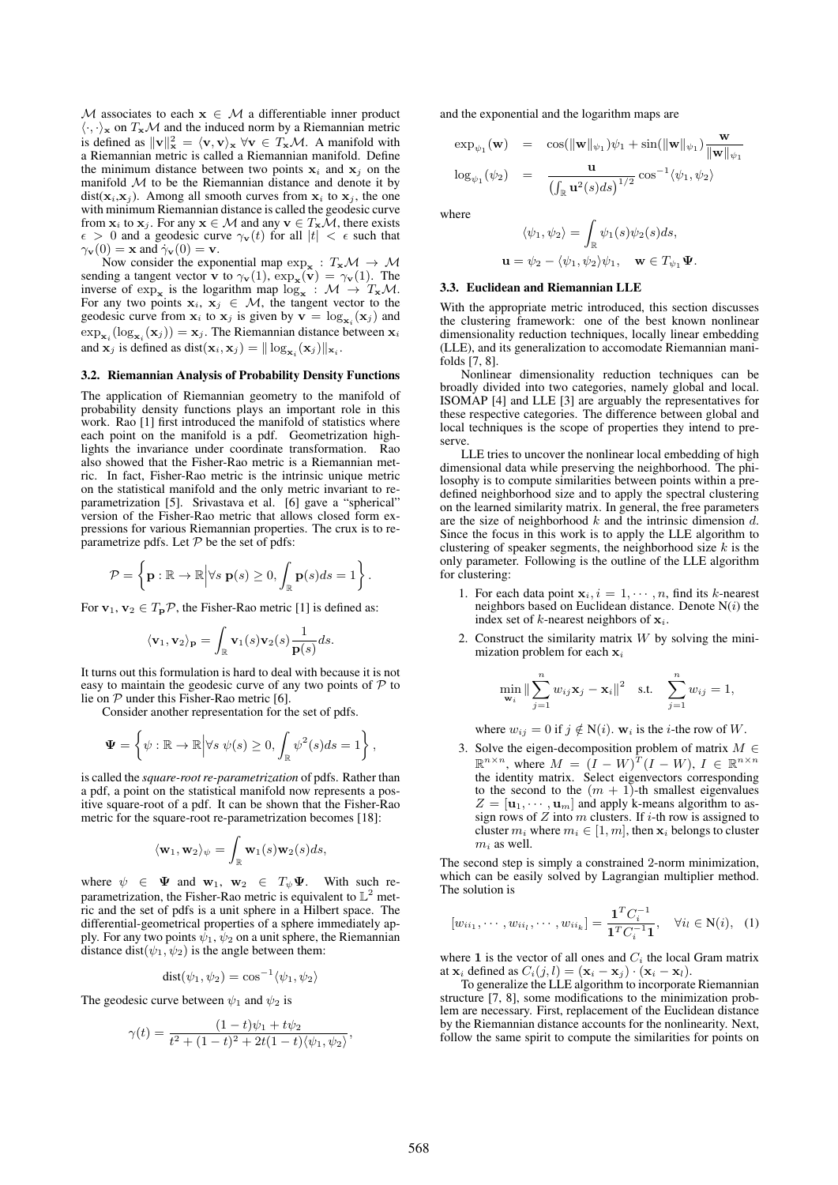$\mathcal{M}$ associates to each $\mathbf{x} \in \mathcal{M}$ a differentiable inner product $\langle \cdot, \cdot \rangle_{\mathbf{x}}$ on $T_{\mathbf{x}}\mathcal{M}$ and the induced norm by a Riemannian metric is defined as $\|\mathbf{v}\|_{\mathbf{x}}^2 = \langle \mathbf{v}, \mathbf{v} \rangle_{\mathbf{x}}$ $\forall \mathbf{v} \in T_{\mathbf{x}}\mathcal{M}$. A manifold with a Riemannian metric is called a Riemannian manifold. Define the minimum distance between two points $\mathbf{x}_i$ and $\mathbf{x}_j$ on the manifold $\mathcal{M}$ to be the Riemannian distance and denote it by $\text{dist}(\mathbf{x}_i, \mathbf{x}_j)$. Among all smooth curves from $\mathbf{x}_i$ to $\mathbf{x}_j$, the one with minimum Riemannian distance is called the geodesic curve from $\mathbf{x}_i$ to $\mathbf{x}_j$. For any $\mathbf{x} \in \mathcal{M}$ and any $\mathbf{v} \in T_{\mathbf{x}}\mathcal{M}$, there exists $\epsilon > 0$ and a geodesic curve $\gamma_{\mathbf{v}}(t)$ for all $|t| < \epsilon$ such that $\gamma_{\mathbf{v}}(0) = \mathbf{x}$ and $\dot{\gamma}_{\mathbf{v}}(0) = \mathbf{v}$.

Now consider the exponential map $\exp_{\mathbf{x}} : T_{\mathbf{x}}\mathcal{M} \to \mathcal{M}$ sending a tangent vector $\mathbf{v}$ to $\gamma_{\mathbf{v}}(1)$, $\exp_{\mathbf{x}}(\mathbf{v}) = \gamma_{\mathbf{v}}(1)$. The inverse of $\exp_{\mathbf{x}}$ is the logarithm map $\log_{\mathbf{x}} : \mathcal{M} \to T_{\mathbf{x}}\mathcal{M}$. For any two points $\mathbf{x}_i, \mathbf{x}_j \in \mathcal{M}$, the tangent vector to the geodesic curve from $\mathbf{x}_i$ to $\mathbf{x}_j$ is given by $\mathbf{v} = \log_{\mathbf{x}_i}(\mathbf{x}_j)$ and $\exp_{\mathbf{x}_i}(\log_{\mathbf{x}_i}(\mathbf{x}_j)) = \mathbf{x}_j$. The Riemannian distance between $\mathbf{x}_i$ and $\mathbf{x}_j$ is defined as $\text{dist}(\mathbf{x}_i, \mathbf{x}_j) = \|\log_{\mathbf{x}_i}(\mathbf{x}_j)\|_{\mathbf{x}_i}$.

### 3.2. Riemannian Analysis of Probability Density Functions

The application of Riemannian geometry to the manifold of probability density functions plays an important role in this work. Rao [1] first introduced the manifold of statistics where each point on the manifold is a pdf. Geometrization highlights the invariance under coordinate transformation. Rao also showed that the Fisher-Rao metric is a Riemannian metric. In fact, Fisher-Rao metric is the intrinsic unique metric on the statistical manifold and the only metric invariant to re-parametrization [5]. Srivastava et al. [6] gave a "spherical" version of the Fisher-Rao metric that allows closed form expressions for various Riemannian properties. The crux is to re-parametrize pdfs. Let $\mathcal{P}$ be the set of pdfs:

$$\mathcal{P} = \left\{ \mathbf{p} : \mathbb{R} \to \mathbb{R} \Big| \forall s \; \mathbf{p}(s) \geq 0, \int_{\mathbb{R}} \mathbf{p}(s) ds = 1 \right\}.$$

For $\mathbf{v}_1, \mathbf{v}_2 \in T_{\mathbf{p}}\mathcal{P}$, the Fisher-Rao metric [1] is defined as:

$$\langle \mathbf{v}_1, \mathbf{v}_2 \rangle_{\mathbf{p}} = \int_{\mathbb{R}} \mathbf{v}_1(s) \mathbf{v}_2(s) \frac{1}{\mathbf{p}(s)} ds.$$

It turns out this formulation is hard to deal with because it is not easy to maintain the geodesic curve of any two points of $\mathcal{P}$ to lie on $\mathcal{P}$ under this Fisher-Rao metric [6].

Consider another representation for the set of pdfs.

$$\mathbf{\Psi} = \left\{ \psi : \mathbb{R} \to \mathbb{R} \Big| \forall s \; \psi(s) \geq 0, \int_{\mathbb{R}} \psi^2(s) ds = 1 \right\},$$

is called the *square-root re-parametrization* of pdfs. Rather than a pdf, a point on the statistical manifold now represents a positive square-root of a pdf. It can be shown that the Fisher-Rao metric for the square-root re-parametrization becomes [18]:

$$\langle \mathbf{w}_1, \mathbf{w}_2 \rangle_{\psi} = \int_{\mathbb{R}} \mathbf{w}_1(s) \mathbf{w}_2(s) ds,$$

where $\psi \in \mathbf{\Psi}$ and $\mathbf{w}_1, \mathbf{w}_2 \in T_{\psi}\mathbf{\Psi}$. With such re-parametrization, the Fisher-Rao metric is equivalent to $\mathbb{L}^2$ metric and the set of pdfs is a unit sphere in a Hilbert space. The differential-geometrical properties of a sphere immediately apply. For any two points $\psi_1, \psi_2$ on a unit sphere, the Riemannian distance $\text{dist}(\psi_1, \psi_2)$ is the angle between them:

$$\text{dist}(\psi_1, \psi_2) = \cos^{-1}\langle \psi_1, \psi_2 \rangle$$

The geodesic curve between $\psi_1$ and $\psi_2$ is

$$\gamma(t) = \frac{(1-t)\psi_1 + t\psi_2}{t^2 + (1-t)^2 + 2t(1-t)\langle \psi_1, \psi_2 \rangle},$$

and the exponential and the logarithm maps are

$$\begin{aligned}
\exp_{\psi_1}(\mathbf{w}) &= \cos(\|\mathbf{w}\|_{\psi_1})\psi_1 + \sin(\|\mathbf{w}\|_{\psi_1}) \frac{\mathbf{w}}{\|\mathbf{w}\|_{\psi_1}} \\
\log_{\psi_1}(\psi_2) &= \frac{\mathbf{u}}{\left(\int_{\mathbb{R}} \mathbf{u}^2(s) ds\right)^{1/2}} \cos^{-1}\langle \psi_1, \psi_2 \rangle
\end{aligned}$$

where

$$\langle \psi_1, \psi_2 \rangle = \int_{\mathbb{R}} \psi_1(s) \psi_2(s) ds,$$

$$\mathbf{u} = \psi_2 - \langle \psi_1, \psi_2 \rangle \psi_1, \quad \mathbf{w} \in T_{\psi_1}\mathbf{\Psi}.$$

### 3.3. Euclidean and Riemannian LLE

With the appropriate metric introduced, this section discusses the clustering framework: one of the best known nonlinear dimensionality reduction techniques, locally linear embedding (LLE), and its generalization to accomodate Riemannian manifolds [7, 8].

Nonlinear dimensionality reduction techniques can be broadly divided into two categories, namely global and local. ISOMAP [4] and LLE [3] are arguably the representatives for these respective categories. The difference between global and local techniques is the scope of properties they intend to preserve.

LLE tries to uncover the nonlinear local embedding of high dimensional data while preserving the neighborhood. The philosophy is to compute similarities between points within a predefined neighborhood size and to apply the spectral clustering on the learned similarity matrix. In general, the free parameters are the size of neighborhood $k$ and the intrinsic dimension $d$. Since the focus in this work is to apply the LLE algorithm to clustering of speaker segments, the neighborhood size $k$ is the only parameter. Following is the outline of the LLE algorithm for clustering:

1. For each data point $\mathbf{x}_i, i = 1, \cdots, n$, find its $k$-nearest neighbors based on Euclidean distance. Denote $\text{N}(i)$ the index set of $k$-nearest neighbors of $\mathbf{x}_i$.
2. Construct the similarity matrix $W$ by solving the minimization problem for each $\mathbf{x}_i$

$$\min_{\mathbf{w}_i} \Big\|\sum_{j=1}^{n} w_{ij}\mathbf{x}_j - \mathbf{x}_i\Big\|^2 \quad \text{s.t.} \quad \sum_{j=1}^{n} w_{ij} = 1,$$

   where $w_{ij} = 0$ if $j \notin \text{N}(i)$. $\mathbf{w}_i$ is the $i$-the row of $W$.
3. Solve the eigen-decomposition problem of matrix $M \in \mathbb{R}^{n \times n}$, where $M = (I - W)^T(I - W)$, $I \in \mathbb{R}^{n \times n}$ the identity matrix. Select eigenvectors corresponding to the second to the $(m+1)$-th smallest eigenvalues $Z = [\mathbf{u}_1, \cdots, \mathbf{u}_m]$ and apply k-means algorithm to assign rows of $Z$ into $m$ clusters. If $i$-th row is assigned to cluster $m_i$ where $m_i \in [1, m]$, then $\mathbf{x}_i$ belongs to cluster $m_i$ as well.

The second step is simply a constrained 2-norm minimization, which can be easily solved by Lagrangian multiplier method. The solution is

$$[w_{ii_1}, \cdots, w_{ii_l}, \cdots, w_{ii_k}] = \frac{\mathbf{1}^T C_i^{-1}}{\mathbf{1}^T C_i^{-1}\mathbf{1}}, \quad \forall i_l \in \text{N}(i), \quad (1)$$

where $\mathbf{1}$ is the vector of all ones and $C_i$ the local Gram matrix at $\mathbf{x}_i$ defined as $C_i(j, l) = (\mathbf{x}_i - \mathbf{x}_j) \cdot (\mathbf{x}_i - \mathbf{x}_l)$.

To generalize the LLE algorithm to incorporate Riemannian structure [7, 8], some modifications to the minimization problem are necessary. First, replacement of the Euclidean distance by the Riemannian distance accounts for the nonlinearity. Next, follow the same spirit to compute the similarities for points on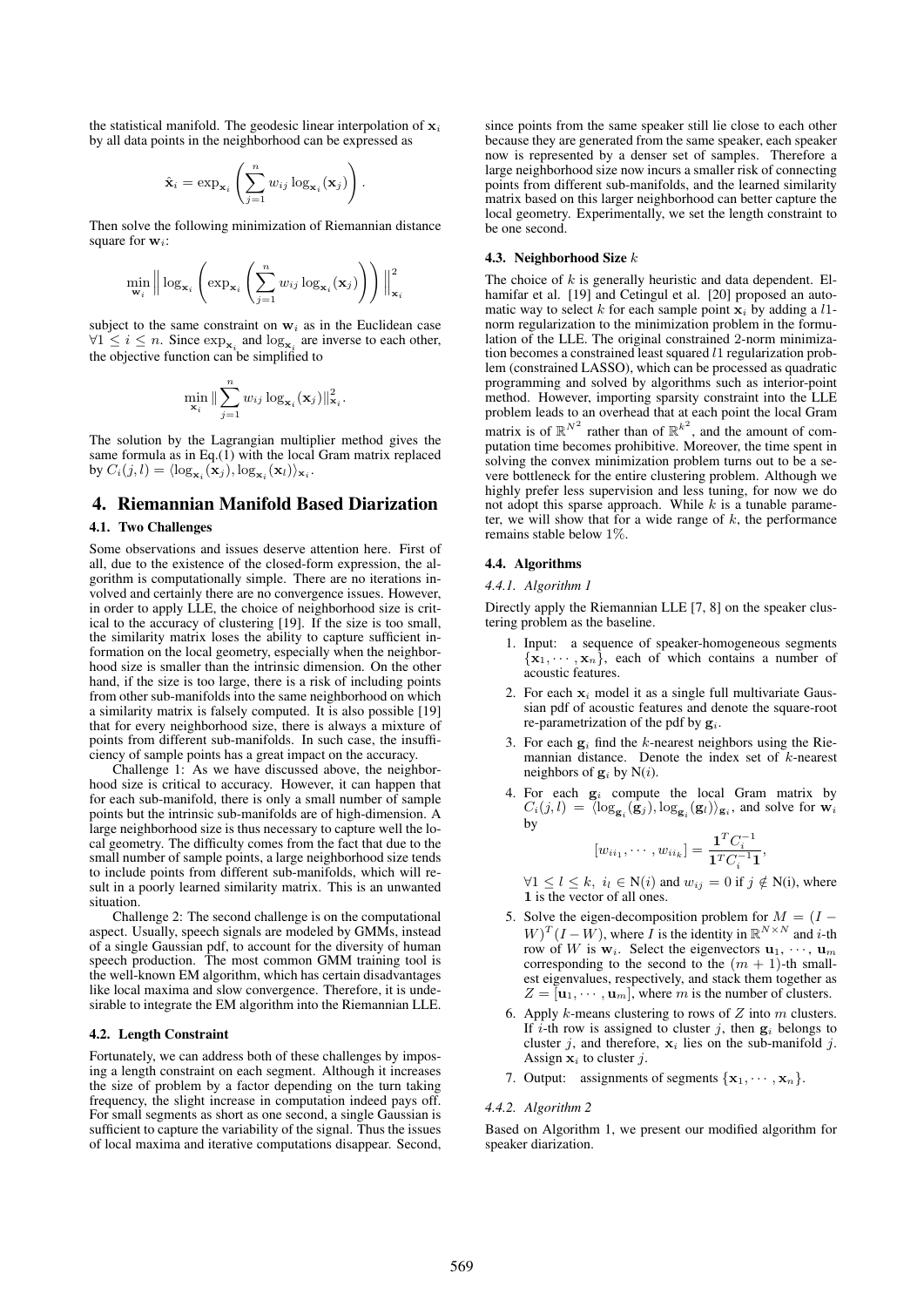the statistical manifold. The geodesic linear interpolation of $\mathbf{x}_i$ by all data points in the neighborhood can be expressed as

$$\hat{\mathbf{x}}_i = \exp_{\mathbf{x}_i}\left(\sum_{j=1}^{n} w_{ij} \log_{\mathbf{x}_i}(\mathbf{x}_j)\right).$$

Then solve the following minimization of Riemannian distance square for $\mathbf{w}_i$:

$$\min_{\mathbf{w}_i} \left\| \log_{\mathbf{x}_i}\left(\exp_{\mathbf{x}_i}\left(\sum_{j=1}^{n} w_{ij} \log_{\mathbf{x}_i}(\mathbf{x}_j)\right)\right) \right\|_{\mathbf{x}_i}^2$$

subject to the same constraint on $\mathbf{w}_i$ as in the Euclidean case $\forall 1 \leq i \leq n$. Since $\exp_{\mathbf{x}_i}$ and $\log_{\mathbf{x}_i}$ are inverse to each other, the objective function can be simplified to

$$\min_{\mathbf{x}_i} \| \sum_{j=1}^{n} w_{ij} \log_{\mathbf{x}_i}(\mathbf{x}_j) \|_{\mathbf{x}_i}^2.$$

The solution by the Lagrangian multiplier method gives the same formula as in Eq.(1) with the local Gram matrix replaced by $C_i(j, l) = \langle \log_{\mathbf{x}_i}(\mathbf{x}_j), \log_{\mathbf{x}_i}(\mathbf{x}_l) \rangle_{\mathbf{x}_i}$.

# 4. Riemannian Manifold Based Diarization

## 4.1. Two Challenges

Some observations and issues deserve attention here. First of all, due to the existence of the closed-form expression, the algorithm is computationally simple. There are no iterations involved and certainly there are no convergence issues. However, in order to apply LLE, the choice of neighborhood size is critical to the accuracy of clustering [19]. If the size is too small, the similarity matrix loses the ability to capture sufficient information on the local geometry, especially when the neighborhood size is smaller than the intrinsic dimension. On the other hand, if the size is too large, there is a risk of including points from other sub-manifolds into the same neighborhood on which a similarity matrix is falsely computed. It is also possible [19] that for every neighborhood size, there is always a mixture of points from different sub-manifolds. In such case, the insufficiency of sample points has a great impact on the accuracy.

Challenge 1: As we have discussed above, the neighborhood size is critical to accuracy. However, it can happen that for each sub-manifold, there is only a small number of sample points but the intrinsic sub-manifolds are of high-dimension. A large neighborhood size is thus necessary to capture well the local geometry. The difficulty comes from the fact that due to the small number of sample points, a large neighborhood size tends to include points from different sub-manifolds, which will result in a poorly learned similarity matrix. This is an unwanted situation.

Challenge 2: The second challenge is on the computational aspect. Usually, speech signals are modeled by GMMs, instead of a single Gaussian pdf, to account for the diversity of human speech production. The most common GMM training tool is the well-known EM algorithm, which has certain disadvantages like local maxima and slow convergence. Therefore, it is undesirable to integrate the EM algorithm into the Riemannian LLE.

## 4.2. Length Constraint

Fortunately, we can address both of these challenges by imposing a length constraint on each segment. Although it increases the size of problem by a factor depending on the turn taking frequency, the slight increase in computation indeed pays off. For small segments as short as one second, a single Gaussian is sufficient to capture the variability of the signal. Thus the issues of local maxima and iterative computations disappear. Second, since points from the same speaker still lie close to each other because they are generated from the same speaker, each speaker now is represented by a denser set of samples. Therefore a large neighborhood size now incurs a smaller risk of connecting points from different sub-manifolds, and the learned similarity matrix based on this larger neighborhood can better capture the local geometry. Experimentally, we set the length constraint to be one second.

## 4.3. Neighborhood Size $k$

The choice of $k$ is generally heuristic and data dependent. Elhamifar et al. [19] and Cetingul et al. [20] proposed an automatic way to select $k$ for each sample point $\mathbf{x}_i$ by adding a $l1$-norm regularization to the minimization problem in the formulation of the LLE. The original constrained 2-norm minimization becomes a constrained least squared $l1$ regularization problem (constrained LASSO), which can be processed as quadratic programming and solved by algorithms such as interior-point method. However, importing sparsity constraint into the LLE problem leads to an overhead that at each point the local Gram matrix is of $\mathbb{R}^{N^2}$ rather than of $\mathbb{R}^{k^2}$, and the amount of computation time becomes prohibitive. Moreover, the time spent in solving the convex minimization problem turns out to be a severe bottleneck for the entire clustering problem. Although we highly prefer less supervision and less tuning, for now we do not adopt this sparse approach. While $k$ is a tunable parameter, we will show that for a wide range of $k$, the performance remains stable below 1%.

## 4.4. Algorithms

### 4.4.1. Algorithm 1

Directly apply the Riemannian LLE [7, 8] on the speaker clustering problem as the baseline.

1. Input: a sequence of speaker-homogeneous segments $\{\mathbf{x}_1, \cdots, \mathbf{x}_n\}$, each of which contains a number of acoustic features.
2. For each $\mathbf{x}_i$ model it as a single full multivariate Gaussian pdf of acoustic features and denote the square-root re-parametrization of the pdf by $\mathbf{g}_i$.
3. For each $\mathbf{g}_i$ find the $k$-nearest neighbors using the Riemannian distance. Denote the index set of $k$-nearest neighbors of $\mathbf{g}_i$ by $\mathrm{N}(i)$.
4. For each $\mathbf{g}_i$ compute the local Gram matrix by $C_i(j, l) = \langle \log_{\mathbf{g}_i}(\mathbf{g}_j), \log_{\mathbf{g}_i}(\mathbf{g}_l) \rangle_{\mathbf{g}_i}$, and solve for $\mathbf{w}_i$ by
$$[w_{ii_1}, \cdots, w_{ii_k}] = \frac{\mathbf{1}^T C_i^{-1}}{\mathbf{1}^T C_i^{-1} \mathbf{1}},$$
$\forall 1 \leq l \leq k,\ i_l \in \mathrm{N}(i)$ and $w_{ij} = 0$ if $j \notin \mathrm{N(i)}$, where $\mathbf{1}$ is the vector of all ones.
5. Solve the eigen-decomposition problem for $M = (I - W)^T(I - W)$, where $I$ is the identity in $\mathbb{R}^{N \times N}$ and $i$-th row of $W$ is $\mathbf{w}_i$. Select the eigenvectors $\mathbf{u}_1, \cdots, \mathbf{u}_m$ corresponding to the second to the $(m+1)$-th smallest eigenvalues, respectively, and stack them together as $Z = [\mathbf{u}_1, \cdots, \mathbf{u}_m]$, where $m$ is the number of clusters.
6. Apply $k$-means clustering to rows of $Z$ into $m$ clusters. If $i$-th row is assigned to cluster $j$, then $\mathbf{g}_i$ belongs to cluster $j$, and therefore, $\mathbf{x}_i$ lies on the sub-manifold $j$. Assign $\mathbf{x}_i$ to cluster $j$.
7. Output: assignments of segments $\{\mathbf{x}_1, \cdots, \mathbf{x}_n\}$.

### 4.4.2. Algorithm 2

Based on Algorithm 1, we present our modified algorithm for speaker diarization.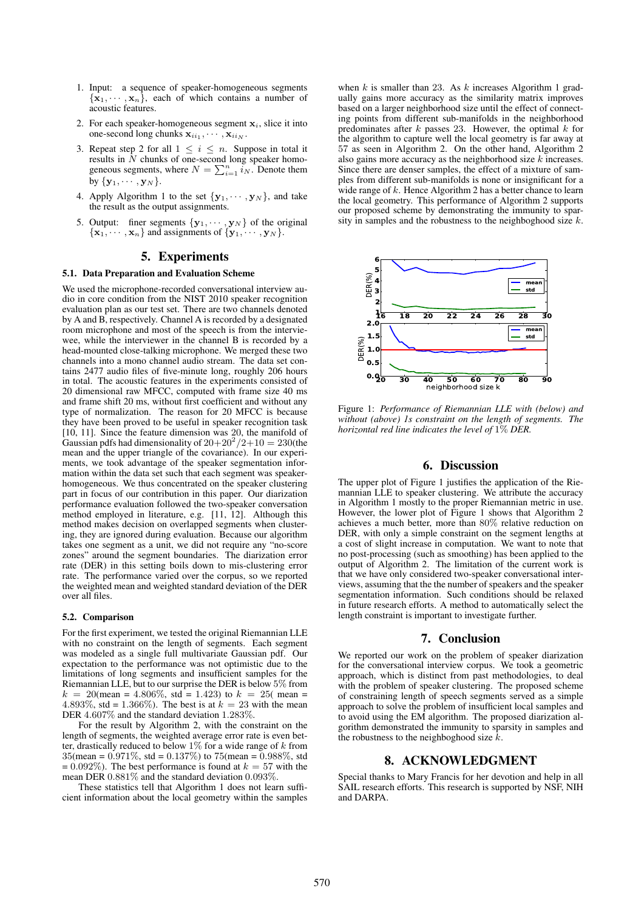1. Input: a sequence of speaker-homogeneous segments $\{\mathbf{x}_1, \cdots, \mathbf{x}_n\}$, each of which contains a number of acoustic features.
2. For each speaker-homogeneous segment $\mathbf{x}_i$, slice it into one-second long chunks $\mathbf{x}_{ii_1}, \cdots, \mathbf{x}_{ii_N}$.
3. Repeat step 2 for all $1 \leq i \leq n$. Suppose in total it results in $N$ chunks of one-second long speaker homogeneous segments, where $N = \sum_{i=1}^{n} i_N$. Denote them by $\{\mathbf{y}_1, \cdots, \mathbf{y}_N\}$.
4. Apply Algorithm 1 to the set $\{\mathbf{y}_1, \cdots, \mathbf{y}_N\}$, and take the result as the output assignments.
5. Output: finer segments $\{\mathbf{y}_1, \cdots, \mathbf{y}_N\}$ of the original $\{\mathbf{x}_1, \cdots, \mathbf{x}_n\}$ and assignments of $\{\mathbf{y}_1, \cdots, \mathbf{y}_N\}$.

## 5. Experiments

### 5.1. Data Preparation and Evaluation Scheme

We used the microphone-recorded conversational interview audio in core condition from the NIST 2010 speaker recognition evaluation plan as our test set. There are two channels denoted by A and B, respectively. Channel A is recorded by a designated room microphone and most of the speech is from the interviewee, while the interviewer in the channel B is recorded by a head-mounted close-talking microphone. We merged these two channels into a mono channel audio stream. The data set contains 2477 audio files of five-minute long, roughly 206 hours in total. The acoustic features in the experiments consisted of 20 dimensional raw MFCC, computed with frame size 40 ms and frame shift 20 ms, without first coefficient and without any type of normalization. The reason for 20 MFCC is because they have been proved to be useful in speaker recognition task [10, 11]. Since the feature dimension was 20, the manifold of Gaussian pdfs had dimensionality of $20+20^2/2+10 = 230$(the mean and the upper triangle of the covariance). In our experiments, we took advantage of the speaker segmentation information within the data set such that each segment was speaker-homogeneous. We thus concentrated on the speaker clustering part in focus of our contribution in this paper. Our diarization performance evaluation followed the two-speaker conversation method employed in literature, e.g. [11, 12]. Although this method makes decision on overlapped segments when clustering, they are ignored during evaluation. Because our algorithm takes one segment as a unit, we did not require any "no-score zones" around the segment boundaries. The diarization error rate (DER) in this setting boils down to mis-clustering error rate. The performance varied over the corpus, so we reported the weighted mean and weighted standard deviation of the DER over all files.

### 5.2. Comparison

For the first experiment, we tested the original Riemannian LLE with no constraint on the length of segments. Each segment was modeled as a single full multivariate Gaussian pdf. Our expectation to the performance was not optimistic due to the limitations of long segments and insufficient samples for the Riemannian LLE, but to our surprise the DER is below 5% from $k = 20$(mean = 4.806%, std = 1.423) to $k = 25$( mean = 4.893%, std = 1.366%). The best is at $k = 23$ with the mean DER 4.607% and the standard deviation 1.283%.

For the result by Algorithm 2, with the constraint on the length of segments, the weighted average error rate is even better, drastically reduced to below 1% for a wide range of $k$ from 35(mean = 0.971%, std = 0.137%) to 75(mean = 0.988%, std = 0.092%). The best performance is found at $k = 57$ with the mean DER 0.881% and the standard deviation 0.093%.

These statistics tell that Algorithm 1 does not learn sufficient information about the local geometry within the samples when $k$ is smaller than 23. As $k$ increases Algorithm 1 gradually gains more accuracy as the similarity matrix improves based on a larger neighborhood size until the effect of connecting points from different sub-manifolds in the neighborhood predominates after $k$ passes 23. However, the optimal $k$ for the algorithm to capture well the local geometry is far away at 57 as seen in Algorithm 2. On the other hand, Algorithm 2 also gains more accuracy as the neighborhood size $k$ increases. Since there are denser samples, the effect of a mixture of samples from different sub-manifolds is none or insignificant for a wide range of $k$. Hence Algorithm 2 has a better chance to learn the local geometry. This performance of Algorithm 2 supports our proposed scheme by demonstrating the immunity to sparsity in samples and the robustness to the neighboghood size $k$.

Figure 1: *Performance of Riemannian LLE with (below) and without (above) 1s constraint on the length of segments. The horizontal red line indicates the level of 1% DER.*

## 6. Discussion

The upper plot of Figure 1 justifies the application of the Riemannian LLE to speaker clustering. We attribute the accuracy in Algorithm 1 mostly to the proper Riemannian metric in use. However, the lower plot of Figure 1 shows that Algorithm 2 achieves a much better, more than 80% relative reduction on DER, with only a simple constraint on the segment lengths at a cost of slight increase in computation. We want to note that no post-processing (such as smoothing) has been applied to the output of Algorithm 2. The limitation of the current work is that we have only considered two-speaker conversational interviews, assuming that the the number of speakers and the speaker segmentation information. Such conditions should be relaxed in future research efforts. A method to automatically select the length constraint is important to investigate further.

## 7. Conclusion

We reported our work on the problem of speaker diarization for the conversational interview corpus. We took a geometric approach, which is distinct from past methodologies, to deal with the problem of speaker clustering. The proposed scheme of constraining length of speech segments served as a simple approach to solve the problem of insufficient local samples and to avoid using the EM algorithm. The proposed diarization algorithm demonstrated the immunity to sparsity in samples and the robustness to the neighboghood size $k$.

## 8. ACKNOWLEDGMENT

Special thanks to Mary Francis for her devotion and help in all SAIL research efforts. This research is supported by NSF, NIH and DARPA.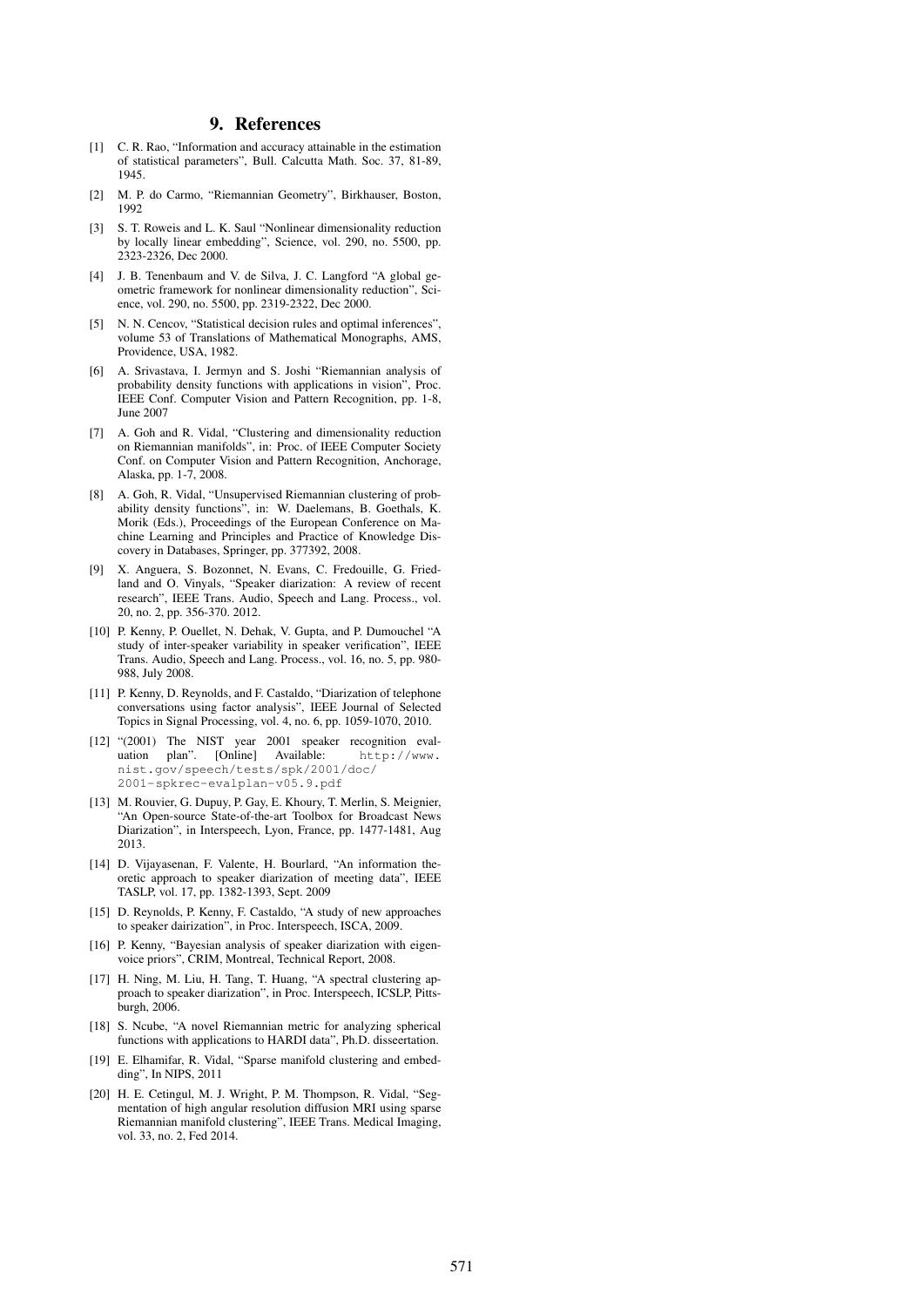## 9. References

- [1] C. R. Rao, "Information and accuracy attainable in the estimation of statistical parameters", Bull. Calcutta Math. Soc. 37, 81-89, 1945.
- [2] M. P. do Carmo, "Riemannian Geometry", Birkhauser, Boston, 1992
- [3] S. T. Roweis and L. K. Saul "Nonlinear dimensionality reduction by locally linear embedding", Science, vol. 290, no. 5500, pp. 2323-2326, Dec 2000.
- [4] J. B. Tenenbaum and V. de Silva, J. C. Langford "A global geometric framework for nonlinear dimensionality reduction", Science, vol. 290, no. 5500, pp. 2319-2322, Dec 2000.
- [5] N. N. Cencov, "Statistical decision rules and optimal inferences", volume 53 of Translations of Mathematical Monographs, AMS, Providence, USA, 1982.
- [6] A. Srivastava, I. Jermyn and S. Joshi "Riemannian analysis of probability density functions with applications in vision", Proc. IEEE Conf. Computer Vision and Pattern Recognition, pp. 1-8, June 2007
- [7] A. Goh and R. Vidal, "Clustering and dimensionality reduction on Riemannian manifolds", in: Proc. of IEEE Computer Society Conf. on Computer Vision and Pattern Recognition, Anchorage, Alaska, pp. 1-7, 2008.
- [8] A. Goh, R. Vidal, "Unsupervised Riemannian clustering of probability density functions", in: W. Daelemans, B. Goethals, K. Morik (Eds.), Proceedings of the European Conference on Machine Learning and Principles and Practice of Knowledge Discovery in Databases, Springer, pp. 377392, 2008.
- [9] X. Anguera, S. Bozonnet, N. Evans, C. Fredouille, G. Friedland and O. Vinyals, "Speaker diarization: A review of recent research", IEEE Trans. Audio, Speech and Lang. Process., vol. 20, no. 2, pp. 356-370. 2012.
- [10] P. Kenny, P. Ouellet, N. Dehak, V. Gupta, and P. Dumouchel "A study of inter-speaker variability in speaker verification", IEEE Trans. Audio, Speech and Lang. Process., vol. 16, no. 5, pp. 980-988, July 2008.
- [11] P. Kenny, D. Reynolds, and F. Castaldo, "Diarization of telephone conversations using factor analysis", IEEE Journal of Selected Topics in Signal Processing, vol. 4, no. 6, pp. 1059-1070, 2010.
- [12] "(2001) The NIST year 2001 speaker recognition evaluation plan". [Online] Available: http://www.nist.gov/speech/tests/spk/2001/doc/2001-spkrec-evalplan-v05.9.pdf
- [13] M. Rouvier, G. Dupuy, P. Gay, E. Khoury, T. Merlin, S. Meignier, "An Open-source State-of-the-art Toolbox for Broadcast News Diarization", in Interspeech, Lyon, France, pp. 1477-1481, Aug 2013.
- [14] D. Vijayasenan, F. Valente, H. Bourlard, "An information theoretic approach to speaker diarization of meeting data", IEEE TASLP, vol. 17, pp. 1382-1393, Sept. 2009
- [15] D. Reynolds, P. Kenny, F. Castaldo, "A study of new approaches to speaker dairization", in Proc. Interspeech, ISCA, 2009.
- [16] P. Kenny, "Bayesian analysis of speaker diarization with eigenvoice priors", CRIM, Montreal, Technical Report, 2008.
- [17] H. Ning, M. Liu, H. Tang, T. Huang, "A spectral clustering approach to speaker diarization", in Proc. Interspeech, ICSLP, Pittsburgh, 2006.
- [18] S. Ncube, "A novel Riemannian metric for analyzing spherical functions with applications to HARDI data", Ph.D. disseertation.
- [19] E. Elhamifar, R. Vidal, "Sparse manifold clustering and embedding", In NIPS, 2011
- [20] H. E. Cetingul, M. J. Wright, P. M. Thompson, R. Vidal, "Segmentation of high angular resolution diffusion MRI using sparse Riemannian manifold clustering", IEEE Trans. Medical Imaging, vol. 33, no. 2, Fed 2014.